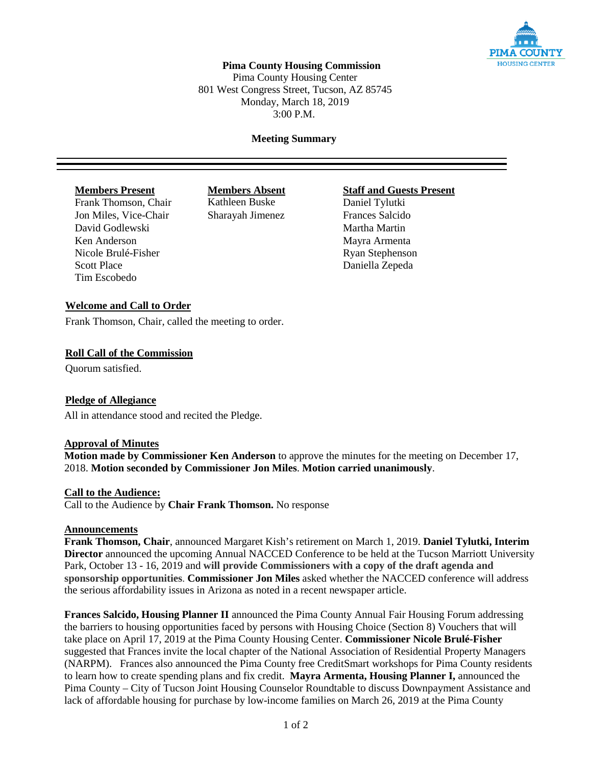# Pima County Housing Commission

Pima County Housing Center
801 West Congress Street, Tucson, AZ 85745
Monday, March 18, 2019
3:00 P.M.

## Meeting Summary

| Members Present | Members Absent | Staff and Guests Present |
|---|---|---|
| Frank Thomson, Chair | Kathleen Buske | Daniel Tylutki |
| Jon Miles, Vice-Chair | Sharayah Jimenez | Frances Salcido |
| David Godlewski | | Martha Martin |
| Ken Anderson | | Mayra Armenta |
| Nicole Brulé-Fisher | | Ryan Stephenson |
| Scott Place | | Daniella Zepeda |
| Tim Escobedo | | |

### Welcome and Call to Order

Frank Thomson, Chair, called the meeting to order.

### Roll Call of the Commission

Quorum satisfied.

### Pledge of Allegiance

All in attendance stood and recited the Pledge.

### Approval of Minutes

**Motion made by Commissioner Ken Anderson** to approve the minutes for the meeting on December 17, 2018. **Motion seconded by Commissioner Jon Miles**. **Motion carried unanimously**.

### Call to the Audience:

Call to the Audience by **Chair Frank Thomson.** No response

### Announcements

**Frank Thomson, Chair**, announced Margaret Kish's retirement on March 1, 2019. **Daniel Tylutki, Interim Director** announced the upcoming Annual NACCED Conference to be held at the Tucson Marriott University Park, October 13 - 16, 2019 and **will provide Commissioners with a copy of the draft agenda and sponsorship opportunities**. **Commissioner Jon Miles** asked whether the NACCED conference will address the serious affordability issues in Arizona as noted in a recent newspaper article.

**Frances Salcido, Housing Planner II** announced the Pima County Annual Fair Housing Forum addressing the barriers to housing opportunities faced by persons with Housing Choice (Section 8) Vouchers that will take place on April 17, 2019 at the Pima County Housing Center. **Commissioner Nicole Brulé-Fisher** suggested that Frances invite the local chapter of the National Association of Residential Property Managers (NARPM). Frances also announced the Pima County free CreditSmart workshops for Pima County residents to learn how to create spending plans and fix credit. **Mayra Armenta, Housing Planner I,** announced the Pima County – City of Tucson Joint Housing Counselor Roundtable to discuss Downpayment Assistance and lack of affordable housing for purchase by low-income families on March 26, 2019 at the Pima County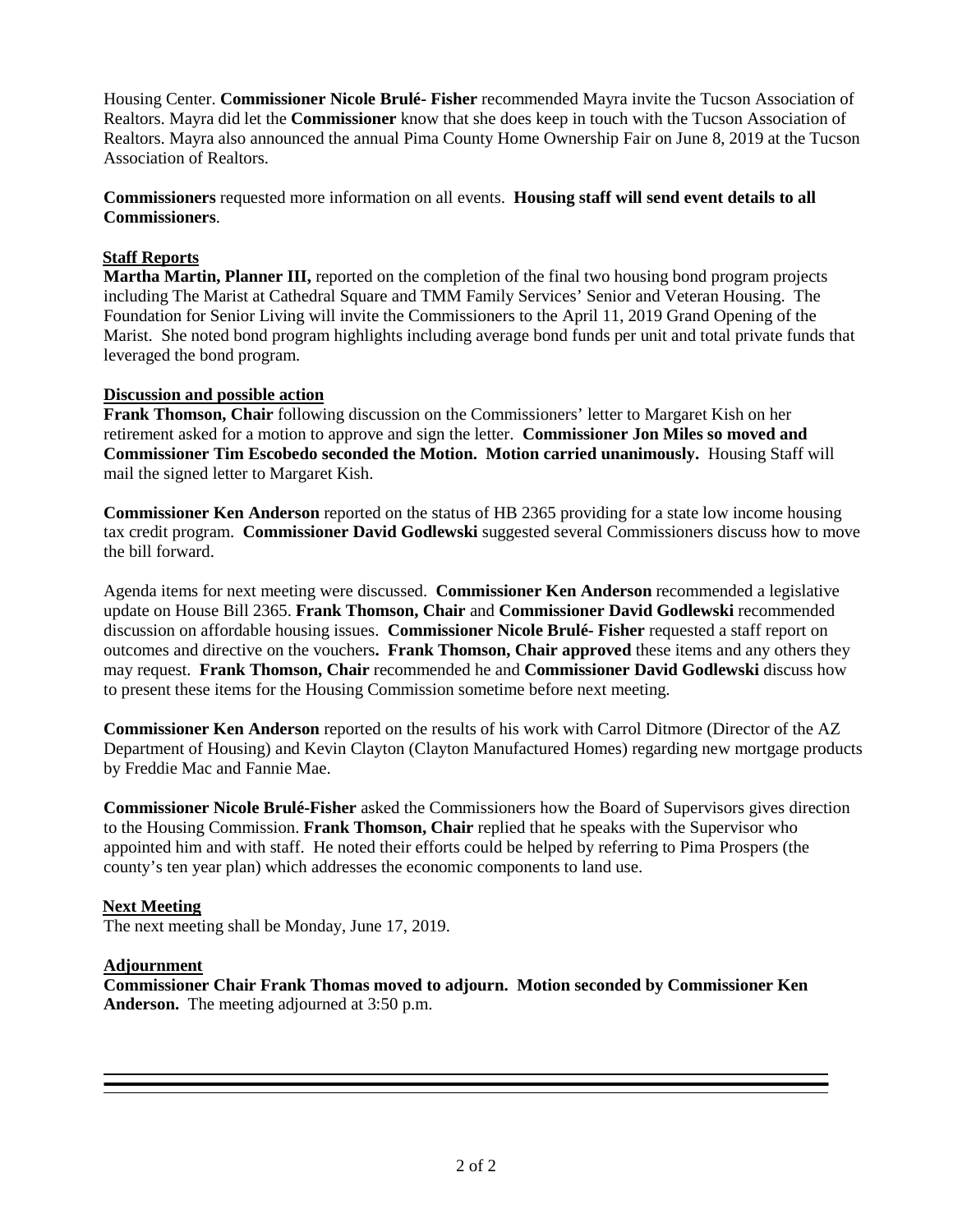Housing Center. **Commissioner Nicole Brulé- Fisher** recommended Mayra invite the Tucson Association of Realtors. Mayra did let the **Commissioner** know that she does keep in touch with the Tucson Association of Realtors. Mayra also announced the annual Pima County Home Ownership Fair on June 8, 2019 at the Tucson Association of Realtors.

**Commissioners** requested more information on all events. **Housing staff will send event details to all Commissioners**.

**Staff Reports**

**Martha Martin, Planner III,** reported on the completion of the final two housing bond program projects including The Marist at Cathedral Square and TMM Family Services' Senior and Veteran Housing. The Foundation for Senior Living will invite the Commissioners to the April 11, 2019 Grand Opening of the Marist. She noted bond program highlights including average bond funds per unit and total private funds that leveraged the bond program.

**Discussion and possible action**

**Frank Thomson, Chair** following discussion on the Commissioners' letter to Margaret Kish on her retirement asked for a motion to approve and sign the letter. **Commissioner Jon Miles so moved and Commissioner Tim Escobedo seconded the Motion. Motion carried unanimously.** Housing Staff will mail the signed letter to Margaret Kish.

**Commissioner Ken Anderson** reported on the status of HB 2365 providing for a state low income housing tax credit program. **Commissioner David Godlewski** suggested several Commissioners discuss how to move the bill forward.

Agenda items for next meeting were discussed. **Commissioner Ken Anderson** recommended a legislative update on House Bill 2365. **Frank Thomson, Chair** and **Commissioner David Godlewski** recommended discussion on affordable housing issues. **Commissioner Nicole Brulé- Fisher** requested a staff report on outcomes and directive on the vouchers**. Frank Thomson, Chair approved** these items and any others they may request. **Frank Thomson, Chair** recommended he and **Commissioner David Godlewski** discuss how to present these items for the Housing Commission sometime before next meeting.

**Commissioner Ken Anderson** reported on the results of his work with Carrol Ditmore (Director of the AZ Department of Housing) and Kevin Clayton (Clayton Manufactured Homes) regarding new mortgage products by Freddie Mac and Fannie Mae.

**Commissioner Nicole Brulé-Fisher** asked the Commissioners how the Board of Supervisors gives direction to the Housing Commission. **Frank Thomson, Chair** replied that he speaks with the Supervisor who appointed him and with staff. He noted their efforts could be helped by referring to Pima Prospers (the county's ten year plan) which addresses the economic components to land use.

**Next Meeting**

The next meeting shall be Monday, June 17, 2019.

**Adjournment**

**Commissioner Chair Frank Thomas moved to adjourn. Motion seconded by Commissioner Ken Anderson.** The meeting adjourned at 3:50 p.m.